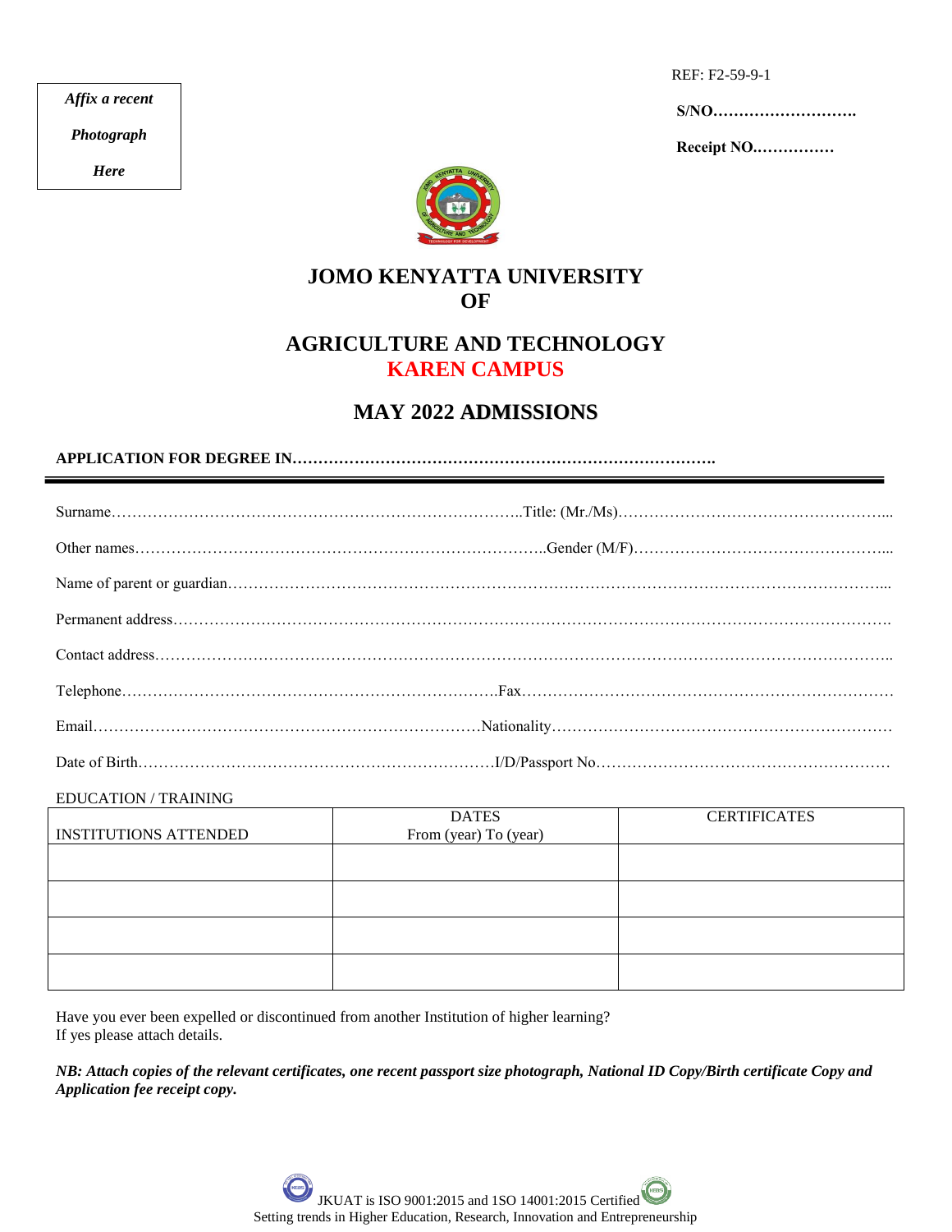*Affix a recent*

*Photograph*

*Here*

REF: F2-59-9-1

**S/NO……………………….**

**Receipt NO.……………**

# JOMO KENYATTA UNIVERSITY OF

# AGRICULTURE AND TECHNOLOGY

## KAREN CAMPUS

## MAY 2022 ADMISSIONS

**APPLICATION FOR DEGREE IN……………………………………………………………………….**

---

Surname……………………………………………………………………..Title: (Mr./Ms)……………………………………………...

Other names……………………………………………………………………..Gender (M/F)…………………………………………...

Name of parent or guardian……………………………………………………………………………………………………………...

Permanent address……………………………………………………………………………………………………………………….

Contact address…………………………………………………………………………………………………………………………..

Telephone……………………………………………………………….Fax……………………………………………………………….

Email…………………………………………………………………Nationality……………………………………………………….

Date of Birth…………………………………………………………….I/D/Passport No……………………………………………….

EDUCATION / TRAINING

| INSTITUTIONS ATTENDED | DATES From (year) To (year) | CERTIFICATES |
|---|---|---|
| | | |
| | | |
| | | |
| | | |

Have you ever been expelled or discontinued from another Institution of higher learning?
If yes please attach details.

***NB: Attach copies of the relevant certificates, one recent passport size photograph, National ID Copy/Birth certificate Copy and Application fee receipt copy.***

JKUAT is ISO 9001:2015 and 1SO 14001:2015 Certified
Setting trends in Higher Education, Research, Innovation and Entrepreneurship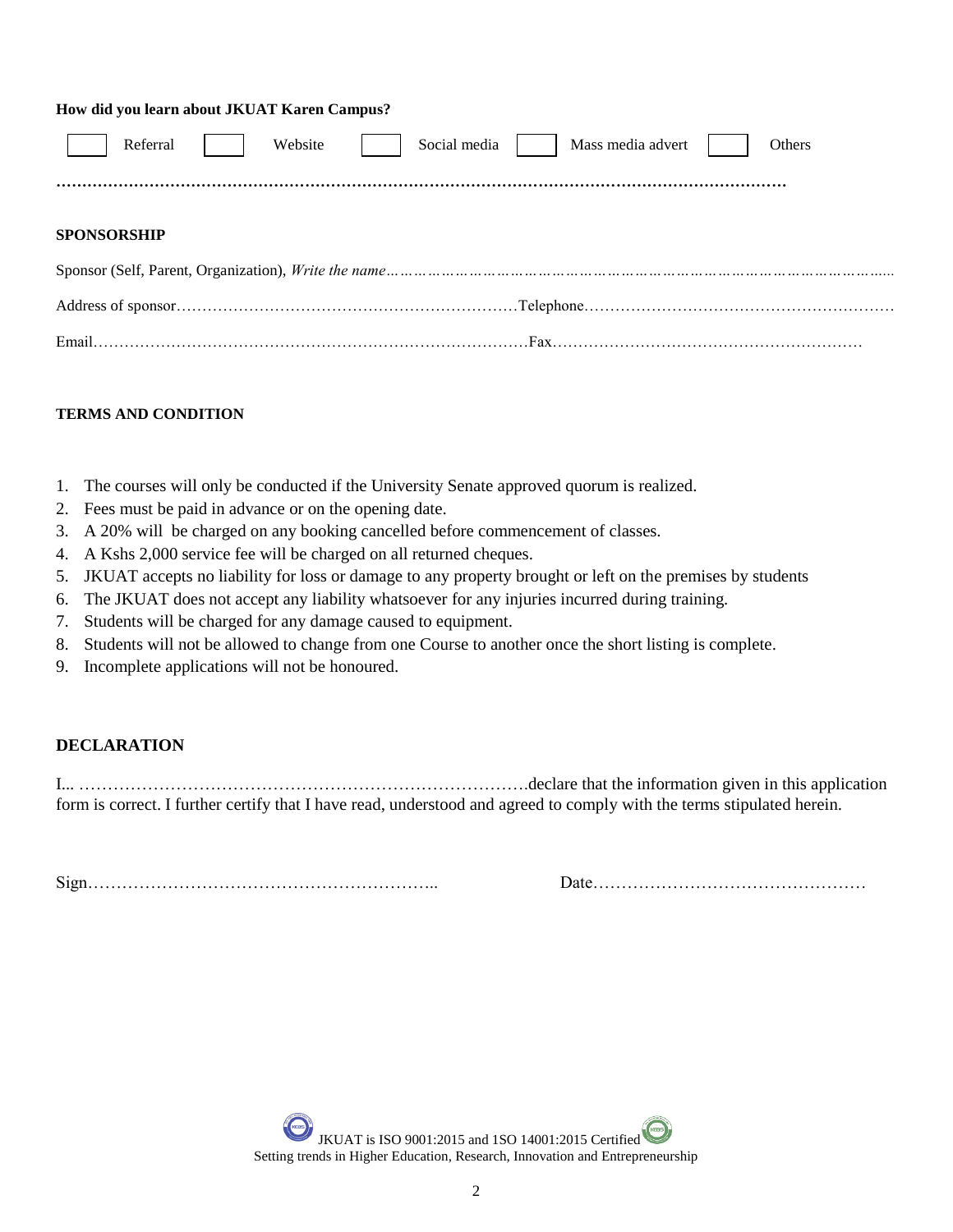**How did you learn about JKUAT Karen Campus?**

☐ Referral ☐ Website ☐ Social media ☐ Mass media advert ☐ Others

**…………………………………………………………………………………………………………………………**

**SPONSORSHIP**

Sponsor (Self, Parent, Organization), *Write the name…………………………………………………………………………………..*

Address of sponsor…………………………………………………………Telephone…………………………………………………

Email……………………………………………………………………………Fax…………………………………………………

**TERMS AND CONDITION**

1. The courses will only be conducted if the University Senate approved quorum is realized.
2. Fees must be paid in advance or on the opening date.
3. A 20% will be charged on any booking cancelled before commencement of classes.
4. A Kshs 2,000 service fee will be charged on all returned cheques.
5. JKUAT accepts no liability for loss or damage to any property brought or left on the premises by students
6. The JKUAT does not accept any liability whatsoever for any injuries incurred during training.
7. Students will be charged for any damage caused to equipment.
8. Students will not be allowed to change from one Course to another once the short listing is complete.
9. Incomplete applications will not be honoured.

**DECLARATION**

I... …………………………………………………………………….declare that the information given in this application form is correct. I further certify that I have read, understood and agreed to comply with the terms stipulated herein.

Sign…………………………………………………….. Date…………………………………………

JKUAT is ISO 9001:2015 and 1SO 14001:2015 Certified
Setting trends in Higher Education, Research, Innovation and Entrepreneurship